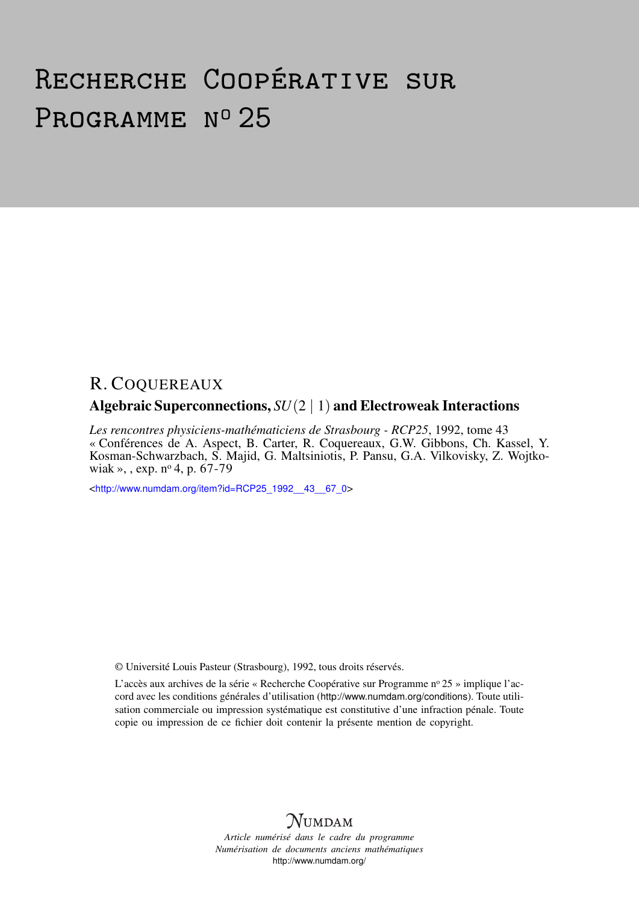# Recherche Coopérative sur Programme n° 25

R. COQUEREAUX

**Algebraic Superconnections, $SU(2 \mid 1)$ and Electroweak Interactions**

*Les rencontres physiciens-mathématiciens de Strasbourg - RCP25*, 1992, tome 43 « Conférences de A. Aspect, B. Carter, R. Coquereaux, G.W. Gibbons, Ch. Kassel, Y. Kosman-Schwarzbach, S. Majid, G. Maltsiniotis, P. Pansu, G.A. Vilkovisky, Z. Wojtkowiak », , exp. n° 4, p. 67-79

<http://www.numdam.org/item?id=RCP25_1992__43__67_0>

© Université Louis Pasteur (Strasbourg), 1992, tous droits réservés.

L'accès aux archives de la série « Recherche Coopérative sur Programme n° 25 » implique l'accord avec les conditions générales d'utilisation (http://www.numdam.org/conditions). Toute utilisation commerciale ou impression systématique est constitutive d'une infraction pénale. Toute copie ou impression de ce fichier doit contenir la présente mention de copyright.

NUMDAM

*Article numérisé dans le cadre du programme Numérisation de documents anciens mathématiques*

http://www.numdam.org/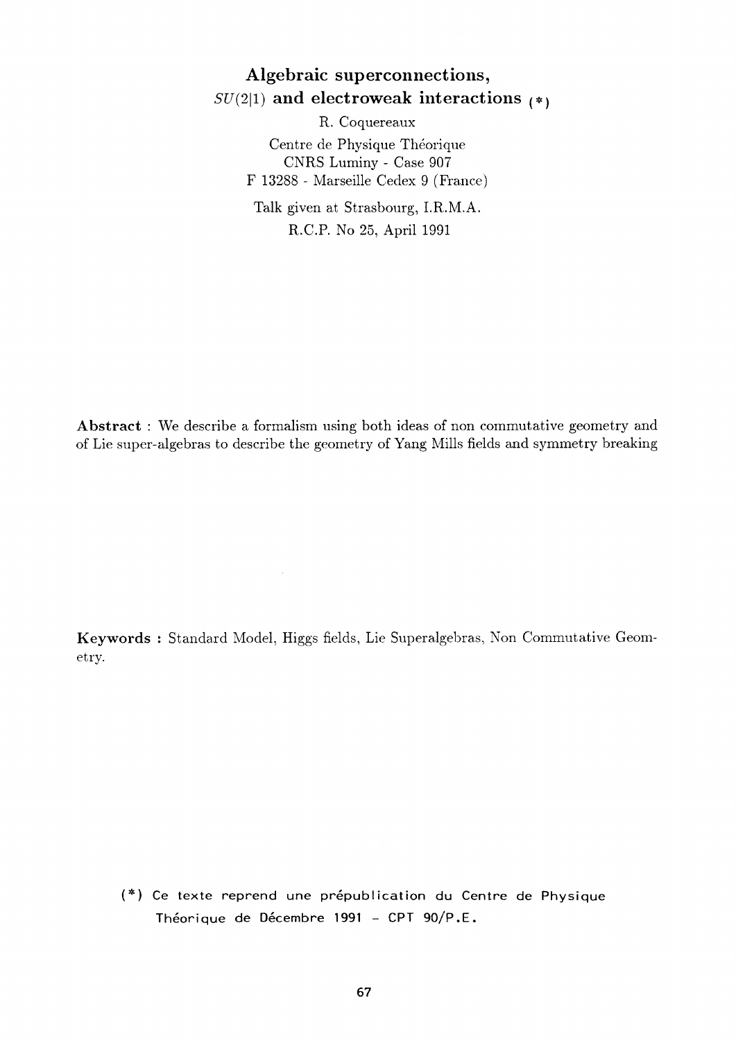# Algebraic superconnections, $SU(2|1)$ and electroweak interactions (*)

R. Coquereaux

Centre de Physique Théorique
CNRS Luminy - Case 907
F 13288 - Marseille Cedex 9 (France)

Talk given at Strasbourg, I.R.M.A.
R.C.P. No 25, April 1991

**Abstract** : We describe a formalism using both ideas of non commutative geometry and of Lie super-algebras to describe the geometry of Yang Mills fields and symmetry breaking

**Keywords :** Standard Model, Higgs fields, Lie Superalgebras, Non Commutative Geometry.

(*) Ce texte reprend une prépublication du Centre de Physique Théorique de Décembre 1991 – CPT 90/P.E.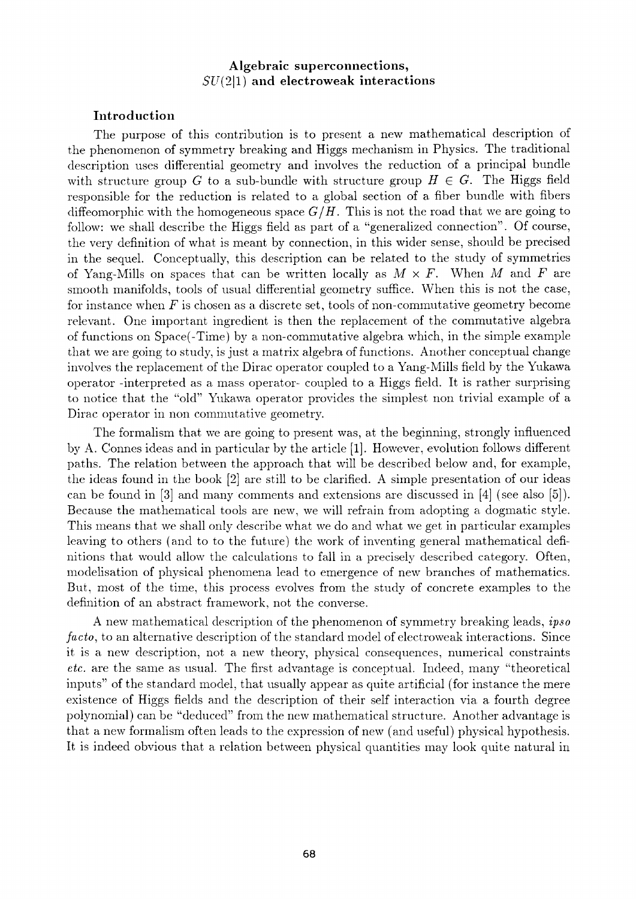## Algebraic superconnections, $SU(2|1)$ and electroweak interactions

### Introduction

The purpose of this contribution is to present a new mathematical description of the phenomenon of symmetry breaking and Higgs mechanism in Physics. The traditional description uses differential geometry and involves the reduction of a principal bundle with structure group $G$ to a sub-bundle with structure group $H \in G$. The Higgs field responsible for the reduction is related to a global section of a fiber bundle with fibers diffeomorphic with the homogeneous space $G/H$. This is not the road that we are going to follow: we shall describe the Higgs field as part of a "generalized connection". Of course, the very definition of what is meant by connection, in this wider sense, should be precised in the sequel. Conceptually, this description can be related to the study of symmetries of Yang-Mills on spaces that can be written locally as $M \times F$. When $M$ and $F$ are smooth manifolds, tools of usual differential geometry suffice. When this is not the case, for instance when $F$ is chosen as a discrete set, tools of non-commutative geometry become relevant. One important ingredient is then the replacement of the commutative algebra of functions on Space(-Time) by a non-commutative algebra which, in the simple example that we are going to study, is just a matrix algebra of functions. Another conceptual change involves the replacement of the Dirac operator coupled to a Yang-Mills field by the Yukawa operator -interpreted as a mass operator- coupled to a Higgs field. It is rather surprising to notice that the "old" Yukawa operator provides the simplest non trivial example of a Dirac operator in non commutative geometry.

The formalism that we are going to present was, at the beginning, strongly influenced by A. Connes ideas and in particular by the article [1]. However, evolution follows different paths. The relation between the approach that will be described below and, for example, the ideas found in the book [2] are still to be clarified. A simple presentation of our ideas can be found in [3] and many comments and extensions are discussed in [4] (see also [5]). Because the mathematical tools are new, we will refrain from adopting a dogmatic style. This means that we shall only describe what we do and what we get in particular examples leaving to others (and to to the future) the work of inventing general mathematical definitions that would allow the calculations to fall in a precisely described category. Often, modelisation of physical phenomena lead to emergence of new branches of mathematics. But, most of the time, this process evolves from the study of concrete examples to the definition of an abstract framework, not the converse.

A new mathematical description of the phenomenon of symmetry breaking leads, *ipso facto*, to an alternative description of the standard model of electroweak interactions. Since it is a new description, not a new theory, physical consequences, numerical constraints *etc.* are the same as usual. The first advantage is conceptual. Indeed, many "theoretical inputs" of the standard model, that usually appear as quite artificial (for instance the mere existence of Higgs fields and the description of their self interaction via a fourth degree polynomial) can be "deduced" from the new mathematical structure. Another advantage is that a new formalism often leads to the expression of new (and useful) physical hypothesis. It is indeed obvious that a relation between physical quantities may look quite natural in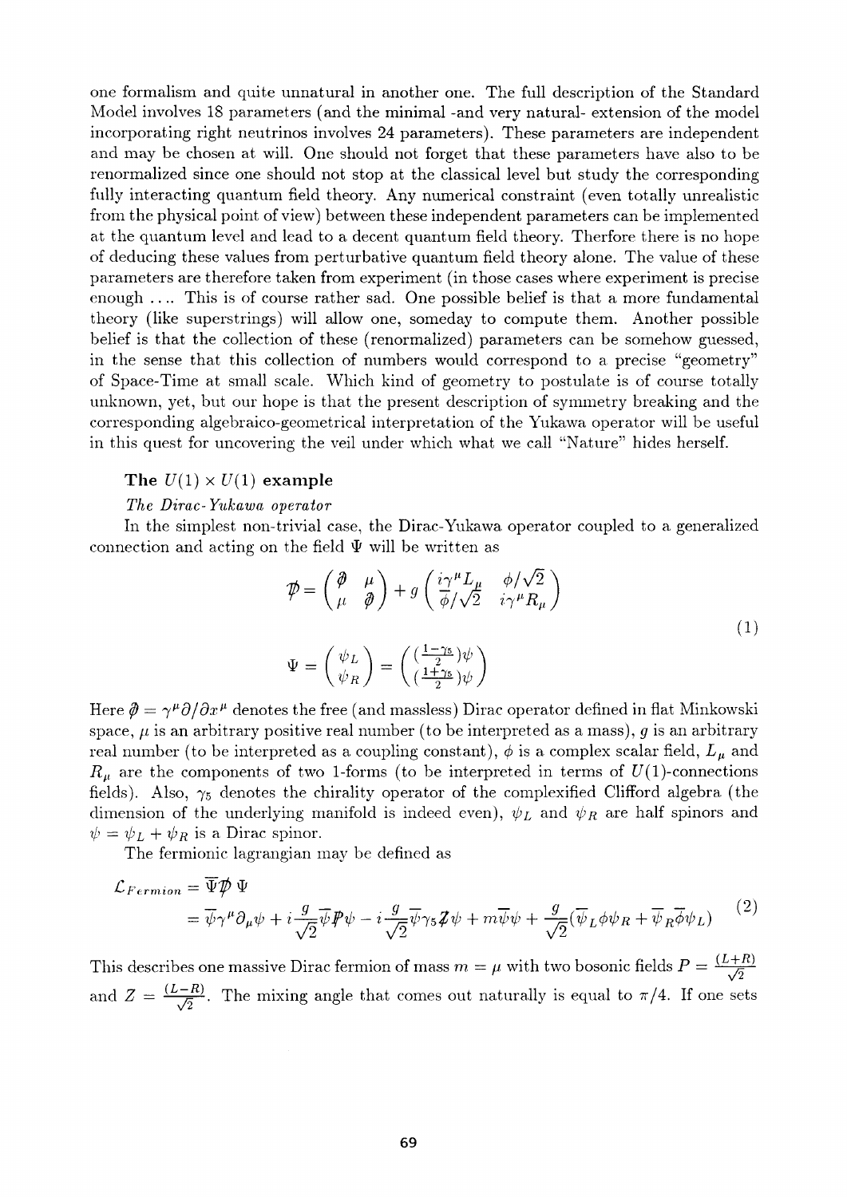one formalism and quite unnatural in another one. The full description of the Standard Model involves 18 parameters (and the minimal -and very natural- extension of the model incorporating right neutrinos involves 24 parameters). These parameters are independent and may be chosen at will. One should not forget that these parameters have also to be renormalized since one should not stop at the classical level but study the corresponding fully interacting quantum field theory. Any numerical constraint (even totally unrealistic from the physical point of view) between these independent parameters can be implemented at the quantum level and lead to a decent quantum field theory. Therfore there is no hope of deducing these values from perturbative quantum field theory alone. The value of these parameters are therefore taken from experiment (in those cases where experiment is precise enough .... This is of course rather sad. One possible belief is that a more fundamental theory (like superstrings) will allow one, someday to compute them. Another possible belief is that the collection of these (renormalized) parameters can be somehow guessed, in the sense that this collection of numbers would correspond to a precise "geometry" of Space-Time at small scale. Which kind of geometry to postulate is of course totally unknown, yet, but our hope is that the present description of symmetry breaking and the corresponding algebraico-geometrical interpretation of the Yukawa operator will be useful in this quest for uncovering the veil under which what we call "Nature" hides herself.

### The $U(1) \times U(1)$ example

*The Dirac-Yukawa operator*

In the simplest non-trivial case, the Dirac-Yukawa operator coupled to a generalized connection and acting on the field $\Psi$ will be written as

$$
\begin{aligned}
\not{\mathcal{D}} &= \begin{pmatrix} \not\partial & \mu \\ \mu & \not\partial \end{pmatrix} + g \begin{pmatrix} i\gamma^\mu L_\mu & \phi/\sqrt{2} \\ \overline{\phi}/\sqrt{2} & i\gamma^\mu R_\mu \end{pmatrix} \\
\Psi &= \begin{pmatrix} \psi_L \\ \psi_R \end{pmatrix} = \begin{pmatrix} (\frac{1-\gamma_5}{2})\psi \\ (\frac{1+\gamma_5}{2})\psi \end{pmatrix}
\end{aligned}
\tag{1}
$$

Here $\not\partial = \gamma^\mu \partial/\partial x^\mu$ denotes the free (and massless) Dirac operator defined in flat Minkowski space, $\mu$ is an arbitrary positive real number (to be interpreted as a mass), $g$ is an arbitrary real number (to be interpreted as a coupling constant), $\phi$ is a complex scalar field, $L_\mu$ and $R_\mu$ are the components of two 1-forms (to be interpreted in terms of $U(1)$-connections fields). Also, $\gamma_5$ denotes the chirality operator of the complexified Clifford algebra (the dimension of the underlying manifold is indeed even), $\psi_L$ and $\psi_R$ are half spinors and $\psi = \psi_L + \psi_R$ is a Dirac spinor.

The fermionic lagrangian may be defined as

$$
\begin{aligned}
\mathcal{L}_{Fermion} &= \overline{\Psi} \not{\mathcal{D}}\, \Psi \\
&= \overline{\psi}\gamma^\mu \partial_\mu \psi + i\frac{g}{\sqrt{2}}\overline{\psi}\not{P}\psi - i\frac{g}{\sqrt{2}}\overline{\psi}\gamma_5 \not{Z}\psi + m\overline{\psi}\psi + \frac{g}{\sqrt{2}}(\overline{\psi}_L \phi \psi_R + \overline{\psi}_R \overline{\phi} \psi_L)
\end{aligned}
\tag{2}
$$

This describes one massive Dirac fermion of mass $m = \mu$ with two bosonic fields $P = \frac{(L+R)}{\sqrt{2}}$ and $Z = \frac{(L-R)}{\sqrt{2}}$. The mixing angle that comes out naturally is equal to $\pi/4$. If one sets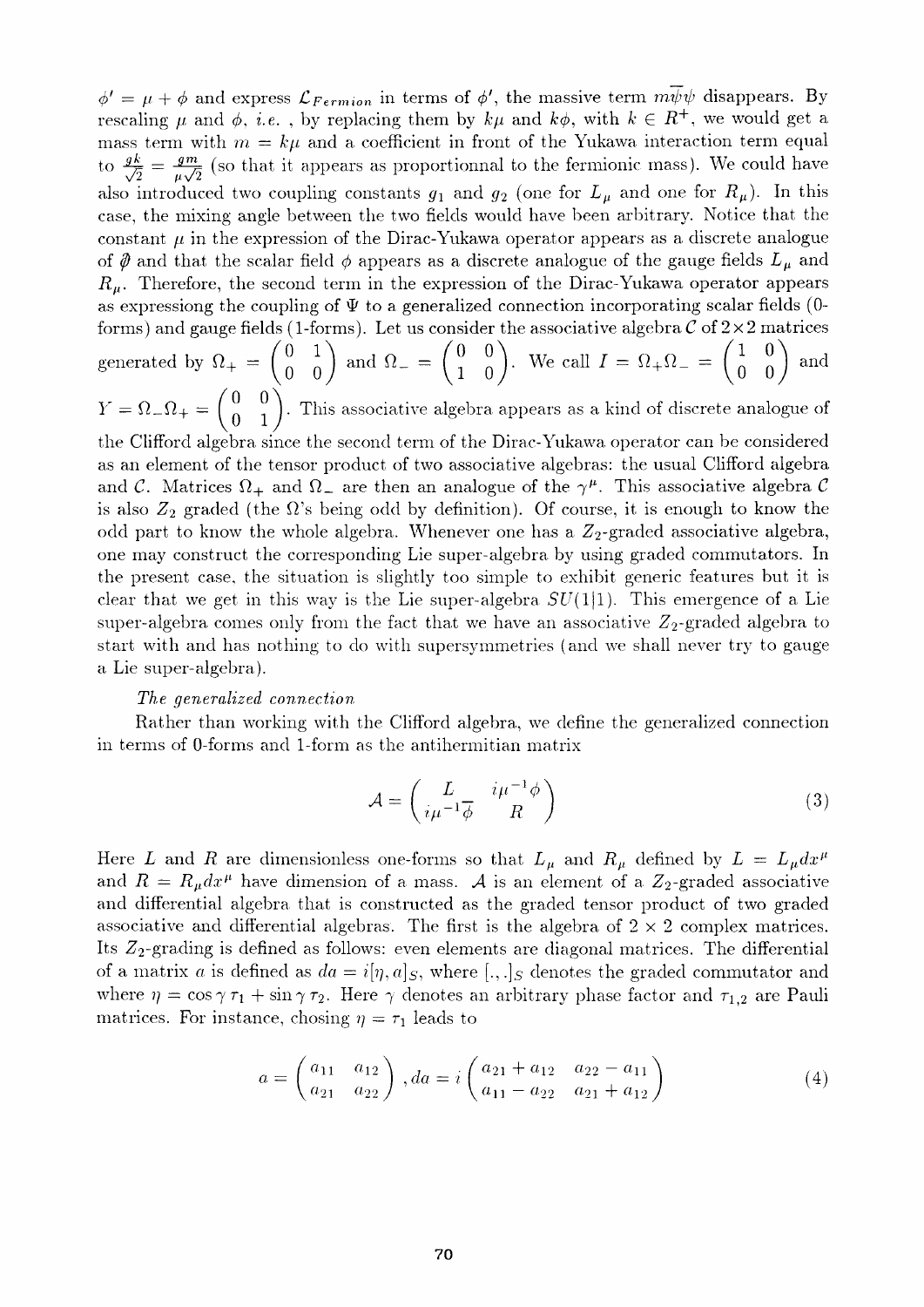$\phi' = \mu + \phi$ and express $\mathcal{L}_{Fermion}$ in terms of $\phi'$, the massive term $m\overline{\psi}\psi$ disappears. By rescaling $\mu$ and $\phi$, *i.e.* , by replacing them by $k\mu$ and $k\phi$, with $k \in R^+$, we would get a mass term with $m = k\mu$ and a coefficient in front of the Yukawa interaction term equal to $\frac{gk}{\sqrt{2}} = \frac{gm}{\mu\sqrt{2}}$ (so that it appears as proportionnal to the fermionic mass). We could have also introduced two coupling constants $g_1$ and $g_2$ (one for $L_\mu$ and one for $R_\mu$). In this case, the mixing angle between the two fields would have been arbitrary. Notice that the constant $\mu$ in the expression of the Dirac-Yukawa operator appears as a discrete analogue of $\not{\partial}$ and that the scalar field $\phi$ appears as a discrete analogue of the gauge fields $L_\mu$ and $R_\mu$. Therefore, the second term in the expression of the Dirac-Yukawa operator appears as expressiong the coupling of $\Psi$ to a generalized connection incorporating scalar fields (0-forms) and gauge fields (1-forms). Let us consider the associative algebra $\mathcal{C}$ of $2\times 2$ matrices generated by $\Omega_+ = \begin{pmatrix} 0 & 1 \\ 0 & 0 \end{pmatrix}$ and $\Omega_- = \begin{pmatrix} 0 & 0 \\ 1 & 0 \end{pmatrix}$. We call $I = \Omega_+\Omega_- = \begin{pmatrix} 1 & 0 \\ 0 & 0 \end{pmatrix}$ and $Y = \Omega_-\Omega_+ = \begin{pmatrix} 0 & 0 \\ 0 & 1 \end{pmatrix}$. This associative algebra appears as a kind of discrete analogue of the Clifford algebra since the second term of the Dirac-Yukawa operator can be considered as an element of the tensor product of two associative algebras: the usual Clifford algebra and $\mathcal{C}$. Matrices $\Omega_+$ and $\Omega_-$ are then an analogue of the $\gamma^\mu$. This associative algebra $\mathcal{C}$ is also $Z_2$ graded (the $\Omega$'s being odd by definition). Of course, it is enough to know the odd part to know the whole algebra. Whenever one has a $Z_2$-graded associative algebra, one may construct the corresponding Lie super-algebra by using graded commutators. In the present case, the situation is slightly too simple to exhibit generic features but it is clear that we get in this way is the Lie super-algebra $SU(1|1)$. This emergence of a Lie super-algebra comes only from the fact that we have an associative $Z_2$-graded algebra to start with and has nothing to do with supersymmetries (and we shall never try to gauge a Lie super-algebra).

*The generalized connection*

Rather than working with the Clifford algebra, we define the generalized connection in terms of 0-forms and 1-form as the antihermitian matrix

$$\mathcal{A} = \begin{pmatrix} L & i\mu^{-1}\phi \\ i\mu^{-1}\overline{\phi} & R \end{pmatrix} \tag{3}$$

Here $L$ and $R$ are dimensionless one-forms so that $L_\mu$ and $R_\mu$ defined by $L = L_\mu dx^\mu$ and $R = R_\mu dx^\mu$ have dimension of a mass. $\mathcal{A}$ is an element of a $Z_2$-graded associative and differential algebra that is constructed as the graded tensor product of two graded associative and differential algebras. The first is the algebra of $2\times 2$ complex matrices. Its $Z_2$-grading is defined as follows: even elements are diagonal matrices. The differential of a matrix $a$ is defined as $da = i[\eta, a]_S$, where $[.,.]_S$ denotes the graded commutator and where $\eta = \cos\gamma\,\tau_1 + \sin\gamma\,\tau_2$. Here $\gamma$ denotes an arbitrary phase factor and $\tau_{1,2}$ are Pauli matrices. For instance, chosing $\eta = \tau_1$ leads to

$$a = \begin{pmatrix} a_{11} & a_{12} \\ a_{21} & a_{22} \end{pmatrix}, da = i\begin{pmatrix} a_{21} + a_{12} & a_{22} - a_{11} \\ a_{11} - a_{22} & a_{21} + a_{12} \end{pmatrix} \tag{4}$$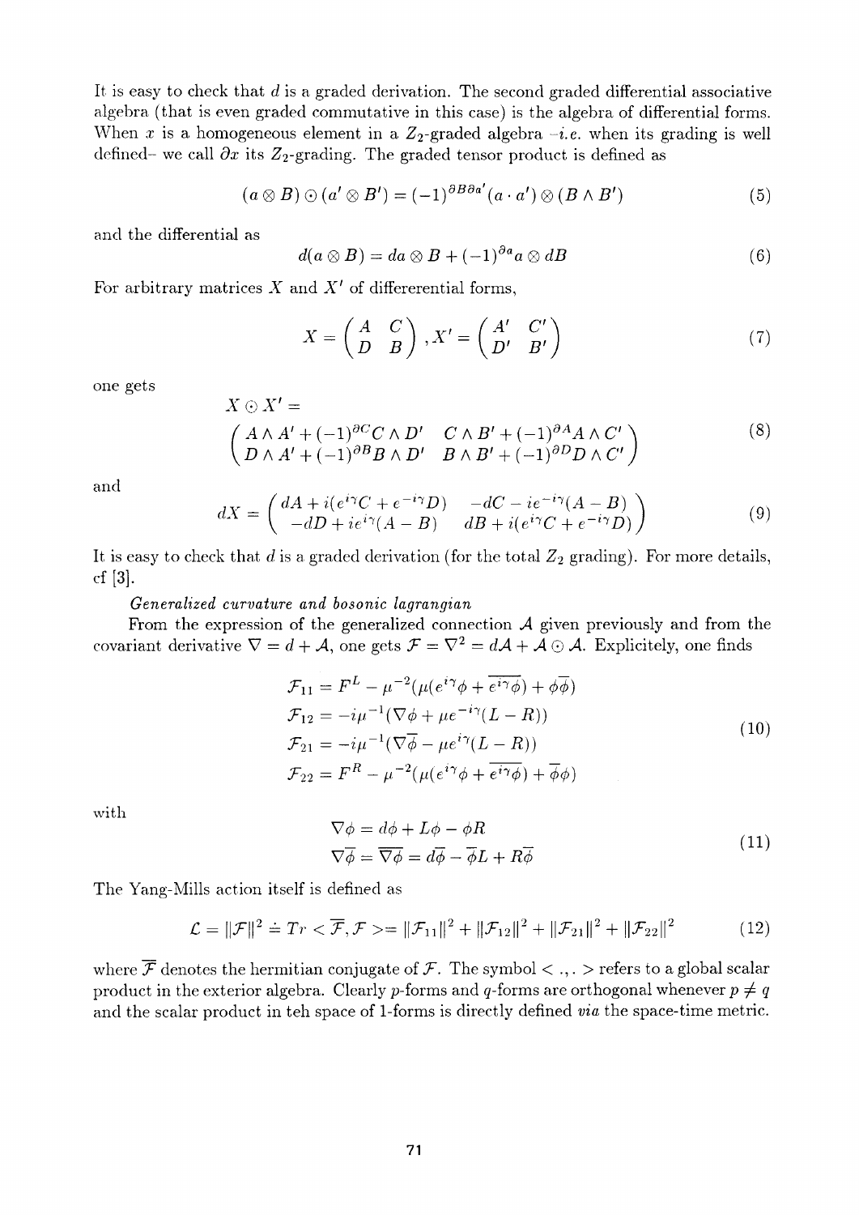It is easy to check that $d$ is a graded derivation. The second graded differential associative algebra (that is even graded commutative in this case) is the algebra of differential forms. When $x$ is a homogeneous element in a $Z_2$-graded algebra –*i.e.* when its grading is well defined– we call $\partial x$ its $Z_2$-grading. The graded tensor product is defined as

$$(a \otimes B) \odot (a' \otimes B') = (-1)^{\partial B \partial a'} (a \cdot a') \otimes (B \wedge B') \tag{5}$$

and the differential as

$$d(a \otimes B) = da \otimes B + (-1)^{\partial a} a \otimes dB \tag{6}$$

For arbitrary matrices $X$ and $X'$ of differerential forms,

$$X = \begin{pmatrix} A & C \\ D & B \end{pmatrix}, X' = \begin{pmatrix} A' & C' \\ D' & B' \end{pmatrix} \tag{7}$$

one gets

$$X \odot X' = \begin{pmatrix} A \wedge A' + (-1)^{\partial C} C \wedge D' & C \wedge B' + (-1)^{\partial A} A \wedge C' \\ D \wedge A' + (-1)^{\partial B} B \wedge D' & B \wedge B' + (-1)^{\partial D} D \wedge C' \end{pmatrix} \tag{8}$$

and

$$dX = \begin{pmatrix} dA + i(e^{i\gamma} C + e^{-i\gamma} D) & -dC - ie^{-i\gamma}(A - B) \\ -dD + ie^{i\gamma}(A - B) & dB + i(e^{i\gamma} C + e^{-i\gamma} D) \end{pmatrix} \tag{9}$$

It is easy to check that $d$ is a graded derivation (for the total $Z_2$ grading). For more details, cf [3].

*Generalized curvature and bosonic lagrangian*

From the expression of the generalized connection $\mathcal{A}$ given previously and from the covariant derivative $\nabla = d + \mathcal{A}$, one gets $\mathcal{F} = \nabla^2 = d\mathcal{A} + \mathcal{A} \odot \mathcal{A}$. Explicitely, one finds

$$\begin{aligned}
\mathcal{F}_{11} &= F^L - \mu^{-2}(\mu(e^{i\gamma}\phi + \overline{e^{i\gamma}\phi}) + \phi\overline{\phi}) \\
\mathcal{F}_{12} &= -i\mu^{-1}(\nabla\phi + \mu e^{-i\gamma}(L - R)) \\
\mathcal{F}_{21} &= -i\mu^{-1}(\nabla\overline{\phi} - \mu e^{i\gamma}(L - R)) \\
\mathcal{F}_{22} &= F^R - \mu^{-2}(\mu(e^{i\gamma}\phi + \overline{e^{i\gamma}\phi}) + \overline{\phi}\phi)
\end{aligned} \tag{10}$$

with

$$\begin{aligned}
\nabla\phi &= d\phi + L\phi - \phi R \\
\nabla\overline{\phi} &= \overline{\nabla\phi} = d\overline{\phi} - \overline{\phi} L + R\overline{\phi}
\end{aligned} \tag{11}$$

The Yang-Mills action itself is defined as

$$\mathcal{L} = \|\mathcal{F}\|^2 \doteq Tr < \overline{\mathcal{F}}, \mathcal{F} > = \|\mathcal{F}_{11}\|^2 + \|\mathcal{F}_{12}\|^2 + \|\mathcal{F}_{21}\|^2 + \|\mathcal{F}_{22}\|^2 \tag{12}$$

where $\overline{\mathcal{F}}$ denotes the hermitian conjugate of $\mathcal{F}$. The symbol $< ., . >$ refers to a global scalar product in the exterior algebra. Clearly $p$-forms and $q$-forms are orthogonal whenever $p \neq q$ and the scalar product in teh space of 1-forms is directly defined *via* the space-time metric.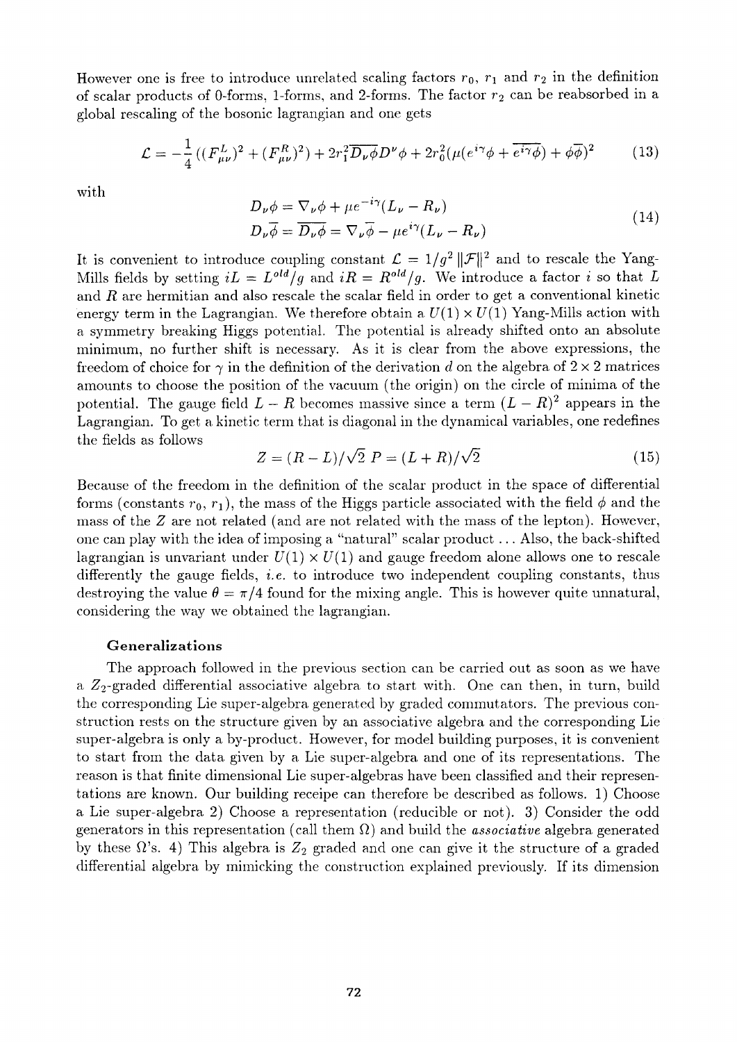However one is free to introduce unrelated scaling factors $r_0$, $r_1$ and $r_2$ in the definition of scalar products of 0-forms, 1-forms, and 2-forms. The factor $r_2$ can be reabsorbed in a global rescaling of the bosonic lagrangian and one gets

$$\mathcal{L} = -\frac{1}{4}((F^L_{\mu\nu})^2 + (F^R_{\mu\nu})^2) + 2r_1^2 \overline{D_\nu \phi} D^\nu \phi + 2r_0^2(\mu(e^{i\gamma}\phi + \overline{e^{i\gamma}\phi}) + \phi\overline{\phi})^2 \tag{13}$$

with

$$\begin{aligned} D_\nu \phi &= \nabla_\nu \phi + \mu e^{-i\gamma}(L_\nu - R_\nu) \\ D_\nu \overline{\phi} &= \overline{D_\nu \phi} = \nabla_\nu \overline{\phi} - \mu e^{i\gamma}(L_\nu - R_\nu) \end{aligned} \tag{14}$$

It is convenient to introduce coupling constant $\mathcal{L} = 1/g^2 \, \|\mathcal{F}\|^2$ and to rescale the Yang-Mills fields by setting $iL = L^{old}/g$ and $iR = R^{old}/g$. We introduce a factor $i$ so that $L$ and $R$ are hermitian and also rescale the scalar field in order to get a conventional kinetic energy term in the Lagrangian. We therefore obtain a $U(1) \times U(1)$ Yang-Mills action with a symmetry breaking Higgs potential. The potential is already shifted onto an absolute minimum, no further shift is necessary. As it is clear from the above expressions, the freedom of choice for $\gamma$ in the definition of the derivation $d$ on the algebra of $2 \times 2$ matrices amounts to choose the position of the vacuum (the origin) on the circle of minima of the potential. The gauge field $L - R$ becomes massive since a term $(L - R)^2$ appears in the Lagrangian. To get a kinetic term that is diagonal in the dynamical variables, one redefines the fields as follows

$$Z = (R - L)/\sqrt{2} \;\; P = (L + R)/\sqrt{2} \tag{15}$$

Because of the freedom in the definition of the scalar product in the space of differential forms (constants $r_0$, $r_1$), the mass of the Higgs particle associated with the field $\phi$ and the mass of the $Z$ are not related (and are not related with the mass of the lepton). However, one can play with the idea of imposing a "natural" scalar product ... Also, the back-shifted lagrangian is unvariant under $U(1) \times U(1)$ and gauge freedom alone allows one to rescale differently the gauge fields, *i.e.* to introduce two independent coupling constants, thus destroying the value $\theta = \pi/4$ found for the mixing angle. This is however quite unnatural, considering the way we obtained the lagrangian.

### Generalizations

The approach followed in the previous section can be carried out as soon as we have a $Z_2$-graded differential associative algebra to start with. One can then, in turn, build the corresponding Lie super-algebra generated by graded commutators. The previous construction rests on the structure given by an associative algebra and the corresponding Lie super-algebra is only a by-product. However, for model building purposes, it is convenient to start from the data given by a Lie super-algebra and one of its representations. The reason is that finite dimensional Lie super-algebras have been classified and their representations are known. Our building receipe can therefore be described as follows. 1) Choose a Lie super-algebra 2) Choose a representation (reducible or not). 3) Consider the odd generators in this representation (call them $\Omega$) and build the *associative* algebra generated by these $\Omega$'s. 4) This algebra is $Z_2$ graded and one can give it the structure of a graded differential algebra by mimicking the construction explained previously. If its dimension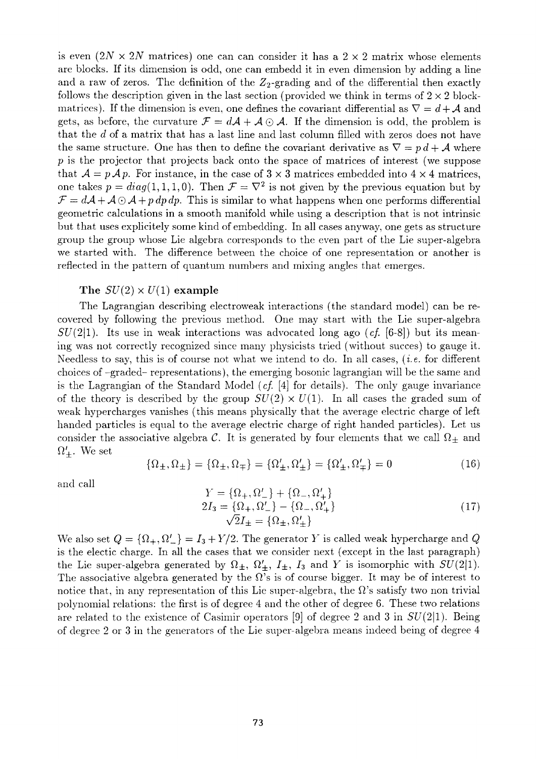is even ($2N \times 2N$ matrices) one can can consider it has a $2 \times 2$ matrix whose elements are blocks. If its dimension is odd, one can embedd it in even dimension by adding a line and a raw of zeros. The definition of the $Z_2$-grading and of the differential then exactly follows the description given in the last section (provided we think in terms of $2 \times 2$ block-matrices). If the dimension is even, one defines the covariant differential as $\nabla = d + \mathcal{A}$ and gets, as before, the curvature $\mathcal{F} = d\mathcal{A} + \mathcal{A} \odot \mathcal{A}$. If the dimension is odd, the problem is that the $d$ of a matrix that has a last line and last column filled with zeros does not have the same structure. One has then to define the covariant derivative as $\nabla = p\, d + \mathcal{A}$ where $p$ is the projector that projects back onto the space of matrices of interest (we suppose that $\mathcal{A} = p\,\mathcal{A}\, p$. For instance, in the case of $3 \times 3$ matrices embedded into $4 \times 4$ matrices, one takes $p = diag(1, 1, 1, 0)$. Then $\mathcal{F} = \nabla^2$ is not given by the previous equation but by $\mathcal{F} = d\mathcal{A} + \mathcal{A} \odot \mathcal{A} + p\, dp\, dp$. This is similar to what happens when one performs differential geometric calculations in a smooth manifold while using a description that is not intrinsic but that uses explicitely some kind of embedding. In all cases anyway, one gets as structure group the group whose Lie algebra corresponds to the even part of the Lie super-algebra we started with. The difference between the choice of one representation or another is reflected in the pattern of quantum numbers and mixing angles that emerges.

### The $SU(2) \times U(1)$ example

The Lagrangian describing electroweak interactions (the standard model) can be recovered by following the previous method. One may start with the Lie super-algebra $SU(2|1)$. Its use in weak interactions was advocated long ago (*cf.* [6-8]) but its meaning was not correctly recognized since many physicists tried (without succes) to gauge it. Needless to say, this is of course not what we intend to do. In all cases, (*i.e.* for different choices of -graded- representations), the emerging bosonic lagrangian will be the same and is the Lagrangian of the Standard Model (*cf.* [4] for details). The only gauge invariance of the theory is described by the group $SU(2) \times U(1)$. In all cases the graded sum of weak hypercharges vanishes (this means physically that the average electric charge of left handed particles is equal to the average electric charge of right handed particles). Let us consider the associative algebra $\mathcal{C}$. It is generated by four elements that we call $\Omega_\pm$ and $\Omega'_\pm$. We set

$$\{\Omega_\pm, \Omega_\pm\} = \{\Omega_\pm, \Omega_\mp\} = \{\Omega'_\pm, \Omega'_\pm\} = \{\Omega'_\pm, \Omega'_\mp\} = 0 \tag{16}$$

and call

$$\begin{aligned} Y &= \{\Omega_+, \Omega'_-\} + \{\Omega_-, \Omega'_+\} \\ 2I_3 &= \{\Omega_+, \Omega'_-\} - \{\Omega_-, \Omega'_+\} \\ \sqrt{2} I_\pm &= \{\Omega_\pm, \Omega'_\pm\} \end{aligned} \tag{17}$$

We also set $Q = \{\Omega_+, \Omega'_-\} = I_3 + Y/2$. The generator $Y$ is called weak hypercharge and $Q$ is the electic charge. In all the cases that we consider next (except in the last paragraph) the Lie super-algebra generated by $\Omega_\pm$, $\Omega'_\pm$, $I_\pm$, $I_3$ and $Y$ is isomorphic with $SU(2|1)$. The associative algebra generated by the $\Omega$'s is of course bigger. It may be of interest to notice that, in any representation of this Lie super-algebra, the $\Omega$'s satisfy two non trivial polynomial relations: the first is of degree 4 and the other of degree 6. These two relations are related to the existence of Casimir operators [9] of degree 2 and 3 in $SU(2|1)$. Being of degree 2 or 3 in the generators of the Lie super-algebra means indeed being of degree 4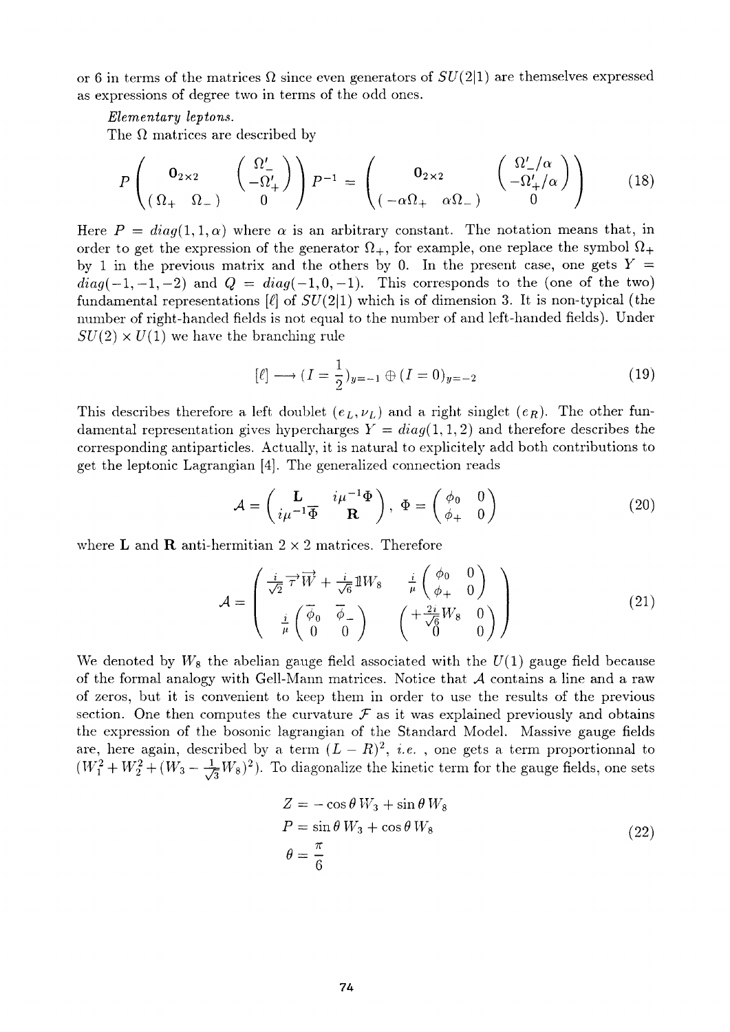or 6 in terms of the matrices $\Omega$ since even generators of $SU(2|1)$ are themselves expressed as expressions of degree two in terms of the odd ones.

*Elementary leptons.*

The $\Omega$ matrices are described by

$$P \begin{pmatrix} 0_{2\times 2} & \begin{pmatrix} \Omega'_- \\ -\Omega'_+ \end{pmatrix} \\ (\,\Omega_+ \quad \Omega_-\,) & 0 \end{pmatrix} P^{-1} = \begin{pmatrix} 0_{2\times 2} & \begin{pmatrix} \Omega'_-/\alpha \\ -\Omega'_+/\alpha \end{pmatrix} \\ (\,-\alpha\Omega_+ \quad \alpha\Omega_-\,) & 0 \end{pmatrix} \tag{18}$$

Here $P = diag(1,1,\alpha)$ where $\alpha$ is an arbitrary constant. The notation means that, in order to get the expression of the generator $\Omega_+$, for example, one replace the symbol $\Omega_+$ by 1 in the previous matrix and the others by 0. In the present case, one gets $Y = diag(-1,-1,-2)$ and $Q = diag(-1,0,-1)$. This corresponds to the (one of the two) fundamental representations $[\ell]$ of $SU(2|1)$ which is of dimension 3. It is non-typical (the number of right-handed fields is not equal to the number of and left-handed fields). Under $SU(2)\times U(1)$ we have the branching rule

$$[\ell] \longrightarrow (I = \frac{1}{2})_{y=-1} \oplus (I=0)_{y=-2} \tag{19}$$

This describes therefore a left doublet $(e_L, \nu_L)$ and a right singlet $(e_R)$. The other fundamental representation gives hypercharges $Y = diag(1,1,2)$ and therefore describes the corresponding antiparticles. Actually, it is natural to explicitely add both contributions to get the leptonic Lagrangian [4]. The generalized connection reads

$$\mathcal{A} = \begin{pmatrix} \mathbf{L} & i\mu^{-1}\Phi \\ i\mu^{-1}\overline{\Phi} & \mathbf{R} \end{pmatrix}, \quad \Phi = \begin{pmatrix} \phi_0 & 0 \\ \phi_+ & 0 \end{pmatrix} \tag{20}$$

where $\mathbf{L}$ and $\mathbf{R}$ anti-hermitian $2\times 2$ matrices. Therefore

$$\mathcal{A} = \begin{pmatrix} \frac{i}{\sqrt{2}}\vec{\tau}\vec{W} + \frac{i}{\sqrt{6}}\mathbb{1}W_8 & \frac{i}{\mu}\begin{pmatrix} \phi_0 & 0 \\ \phi_+ & 0 \end{pmatrix} \\ \frac{i}{\mu}\begin{pmatrix} \overline{\phi}_0 & \overline{\phi}_- \\ 0 & 0 \end{pmatrix} & \begin{pmatrix} +\frac{2i}{\sqrt{6}}W_8 & 0 \\ 0 & 0 \end{pmatrix} \end{pmatrix} \tag{21}$$

We denoted by $W_8$ the abelian gauge field associated with the $U(1)$ gauge field because of the formal analogy with Gell-Mann matrices. Notice that $\mathcal{A}$ contains a line and a raw of zeros, but it is convenient to keep them in order to use the results of the previous section. One then computes the curvature $\mathcal{F}$ as it was explained previously and obtains the expression of the bosonic lagrangian of the Standard Model. Massive gauge fields are, here again, described by a term $(L-R)^2$, *i.e.*, one gets a term proportionnal to $(W_1^2 + W_2^2 + (W_3 - \frac{1}{\sqrt{3}}W_8)^2)$. To diagonalize the kinetic term for the gauge fields, one sets

$$\begin{aligned} Z &= -\cos\theta\, W_3 + \sin\theta\, W_8 \\ P &= \sin\theta\, W_3 + \cos\theta\, W_8 \\ \theta &= \frac{\pi}{6} \end{aligned} \tag{22}$$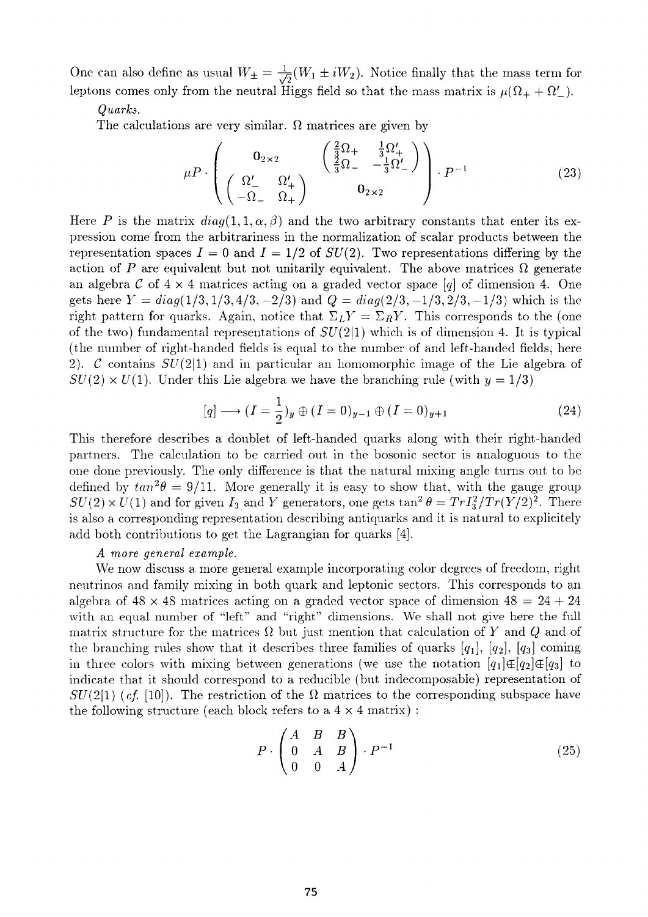One can also define as usual $W_\pm = \frac{1}{\sqrt{2}}(W_1 \pm iW_2)$. Notice finally that the mass term for leptons comes only from the neutral Higgs field so that the mass matrix is $\mu(\Omega_+ + \Omega'_-)$.

*Quarks.*

The calculations are very similar. $\Omega$ matrices are given by

$$\mu P \cdot \begin{pmatrix} 0_{2\times 2} & \begin{pmatrix} \frac{2}{3}\Omega_+ & \frac{1}{3}\Omega'_+ \\ \frac{2}{3}\Omega_- & -\frac{1}{3}\Omega'_- \end{pmatrix} \\ \begin{pmatrix} \Omega'_- & \Omega'_+ \\ -\Omega_- & \Omega_+ \end{pmatrix} & 0_{2\times 2} \end{pmatrix} \cdot P^{-1} \tag{23}$$

Here $P$ is the matrix $diag(1, 1, \alpha, \beta)$ and the two arbitrary constants that enter its expression come from the arbitrariness in the normalization of scalar products between the representation spaces $I = 0$ and $I = 1/2$ of $SU(2)$. Two representations differing by the action of $P$ are equivalent but not unitarily equivalent. The above matrices $\Omega$ generate an algebra $\mathcal{C}$ of $4 \times 4$ matrices acting on a graded vector space $[q]$ of dimension 4. One gets here $Y = diag(1/3, 1/3, 4/3, -2/3)$ and $Q = diag(2/3, -1/3, 2/3, -1/3)$ which is the right pattern for quarks. Again, notice that $\Sigma_L Y = \Sigma_R Y$. This corresponds to the (one of the two) fundamental representations of $SU(2|1)$ which is of dimension 4. It is typical (the number of right-handed fields is equal to the number of and left-handed fields, here 2). $\mathcal{C}$ contains $SU(2|1)$ and in particular an homomorphic image of the Lie algebra of $SU(2) \times U(1)$. Under this Lie algebra we have the branching rule (with $y = 1/3$)

$$[q] \longrightarrow (I = \frac{1}{2})_y \oplus (I = 0)_{y-1} \oplus (I = 0)_{y+1} \tag{24}$$

This therefore describes a doublet of left-handed quarks along with their right-handed partners. The calculation to be carried out in the bosonic sector is analoguous to the one done previously. The only difference is that the natural mixing angle turns out to be defined by $tan^2\theta = 9/11$. More generally it is easy to show that, with the gauge group $SU(2) \times U(1)$ and for given $I_3$ and $Y$ generators, one gets $\tan^2\theta = TrI_3^2/Tr(Y/2)^2$. There is also a corresponding representation describing antiquarks and it is natural to explicitely add both contributions to get the Lagrangian for quarks [4].

*A more general example.*

We now discuss a more general example incorporating color degrees of freedom, right neutrinos and family mixing in both quark and leptonic sectors. This corresponds to an algebra of $48 \times 48$ matrices acting on a graded vector space of dimension $48 = 24 + 24$ with an equal number of "left" and "right" dimensions. We shall not give here the full matrix structure for the matrices $\Omega$ but just mention that calculation of $Y$ and $Q$ and of the branching rules show that it describes three families of quarks $[q_1]$, $[q_2]$, $[q_3]$ coming in three colors with mixing between generations (we use the notation $[q_1] \Subset [q_2] \Subset [q_3]$ to indicate that it should correspond to a reducible (but indecomposable) representation of $SU(2|1)$ (*cf.* [10]). The restriction of the $\Omega$ matrices to the corresponding subspace have the following structure (each block refers to a $4 \times 4$ matrix) :

$$P \cdot \begin{pmatrix} A & B & B \\ 0 & A & B \\ 0 & 0 & A \end{pmatrix} \cdot P^{-1} \tag{25}$$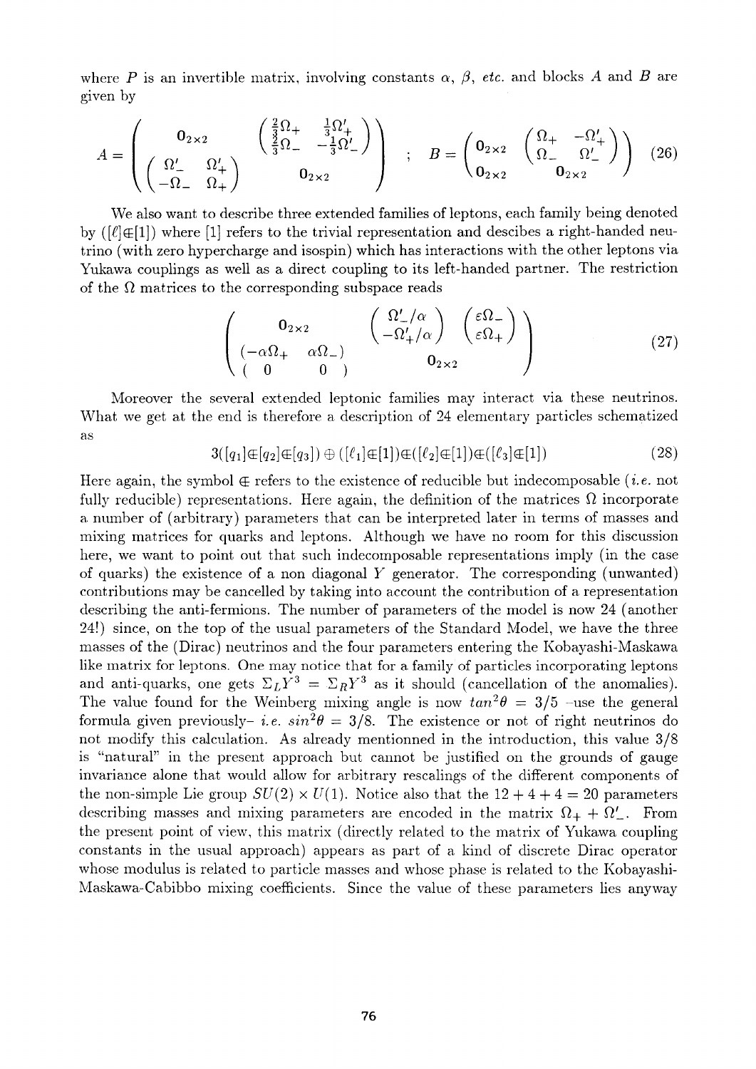where $P$ is an invertible matrix, involving constants $\alpha$, $\beta$, *etc.* and blocks $A$ and $B$ are given by

$$A = \begin{pmatrix} 0_{2\times 2} & \begin{pmatrix} \frac{2}{3}\Omega_+ & \frac{1}{3}\Omega'_+ \\ \frac{2}{3}\Omega_- & -\frac{1}{3}\Omega'_- \end{pmatrix} \\ \begin{pmatrix} \Omega'_- & \Omega'_+ \\ -\Omega_- & \Omega_+ \end{pmatrix} & 0_{2\times 2} \end{pmatrix} \quad ; \quad B = \begin{pmatrix} 0_{2\times 2} & \begin{pmatrix} \Omega_+ & -\Omega'_+ \\ \Omega_- & \Omega'_- \end{pmatrix} \\ 0_{2\times 2} & 0_{2\times 2} \end{pmatrix} \tag{26}$$

We also want to describe three extended families of leptons, each family being denoted by $([\ell]\Subset[1])$ where $[1]$ refers to the trivial representation and descibes a right-handed neutrino (with zero hypercharge and isospin) which has interactions with the other leptons via Yukawa couplings as well as a direct coupling to its left-handed partner. The restriction of the $\Omega$ matrices to the corresponding subspace reads

$$\begin{pmatrix} 0_{2\times 2} & \begin{pmatrix} \Omega'_-/\alpha \\ -\Omega'_+/\alpha \end{pmatrix} \begin{pmatrix} \varepsilon\Omega_- \\ \varepsilon\Omega_+ \end{pmatrix} \\ \begin{pmatrix} -\alpha\Omega_+ & \alpha\Omega_- \end{pmatrix} & \\ \begin{pmatrix} 0 & 0 \end{pmatrix} & 0_{2\times 2} \end{pmatrix} \tag{27}$$

Moreover the several extended leptonic families may interact via these neutrinos. What we get at the end is therefore a description of 24 elementary particles schematized as

$$3([q_1]\Subset[q_2]\Subset[q_3]) \oplus ([\ell_1]\Subset[1])\Subset([\ell_2]\Subset[1])\Subset([\ell_3]\Subset[1]) \tag{28}$$

Here again, the symbol $\Subset$ refers to the existence of reducible but indecomposable (*i.e.* not fully reducible) representations. Here again, the definition of the matrices $\Omega$ incorporate a number of (arbitrary) parameters that can be interpreted later in terms of masses and mixing matrices for quarks and leptons. Although we have no room for this discussion here, we want to point out that such indecomposable representations imply (in the case of quarks) the existence of a non diagonal $Y$ generator. The corresponding (unwanted) contributions may be cancelled by taking into account the contribution of a representation describing the anti-fermions. The number of parameters of the model is now 24 (another 24!) since, on the top of the usual parameters of the Standard Model, we have the three masses of the (Dirac) neutrinos and the four parameters entering the Kobayashi-Maskawa like matrix for leptons. One may notice that for a family of particles incorporating leptons and anti-quarks, one gets $\Sigma_L Y^3 = \Sigma_R Y^3$ as it should (cancellation of the anomalies). The value found for the Weinberg mixing angle is now $tan^2\theta = 3/5$ –use the general formula given previously– *i.e.* $sin^2\theta = 3/8$. The existence or not of right neutrinos do not modify this calculation. As already mentionned in the introduction, this value 3/8 is "natural" in the present approach but cannot be justified on the grounds of gauge invariance alone that would allow for arbitrary rescalings of the different components of the non-simple Lie group $SU(2) \times U(1)$. Notice also that the $12 + 4 + 4 = 20$ parameters describing masses and mixing parameters are encoded in the matrix $\Omega_+ + \Omega'_-$. From the present point of view, this matrix (directly related to the matrix of Yukawa coupling constants in the usual approach) appears as part of a kind of discrete Dirac operator whose modulus is related to particle masses and whose phase is related to the Kobayashi-Maskawa-Cabibbo mixing coefficients. Since the value of these parameters lies anyway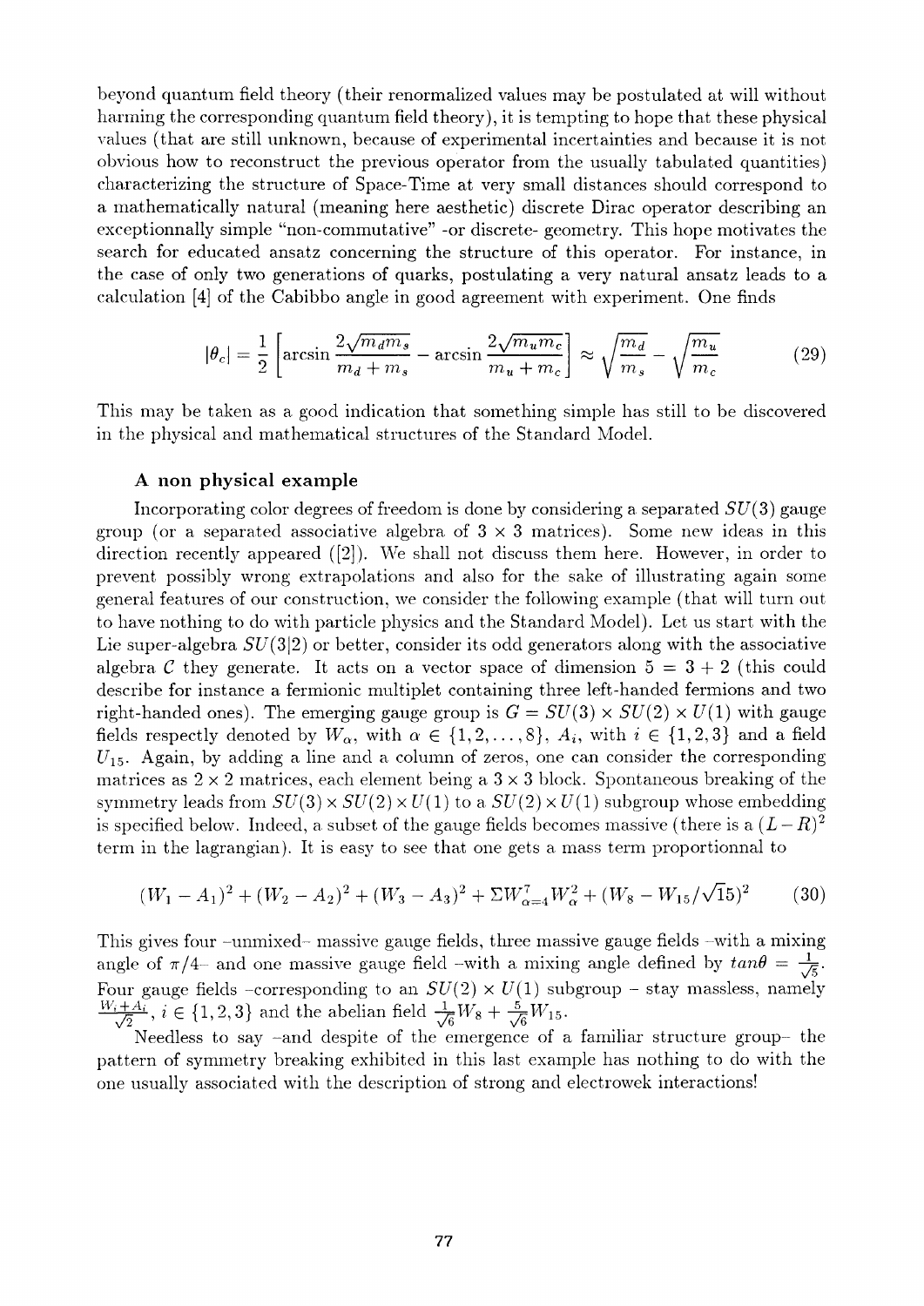beyond quantum field theory (their renormalized values may be postulated at will without harming the corresponding quantum field theory), it is tempting to hope that these physical values (that are still unknown, because of experimental incertainties and because it is not obvious how to reconstruct the previous operator from the usually tabulated quantities) characterizing the structure of Space-Time at very small distances should correspond to a mathematically natural (meaning here aesthetic) discrete Dirac operator describing an exceptionnally simple "non-commutative" -or discrete- geometry. This hope motivates the search for educated ansatz concerning the structure of this operator. For instance, in the case of only two generations of quarks, postulating a very natural ansatz leads to a calculation [4] of the Cabibbo angle in good agreement with experiment. One finds

$$|\theta_c| = \frac{1}{2}\left[\arcsin\frac{2\sqrt{m_d m_s}}{m_d + m_s} - \arcsin\frac{2\sqrt{m_u m_c}}{m_u + m_c}\right] \approx \sqrt{\frac{m_d}{m_s}} - \sqrt{\frac{m_u}{m_c}} \tag{29}$$

This may be taken as a good indication that something simple has still to be discovered in the physical and mathematical structures of the Standard Model.

### A non physical example

Incorporating color degrees of freedom is done by considering a separated $SU(3)$ gauge group (or a separated associative algebra of $3 \times 3$ matrices). Some new ideas in this direction recently appeared ([2]). We shall not discuss them here. However, in order to prevent possibly wrong extrapolations and also for the sake of illustrating again some general features of our construction, we consider the following example (that will turn out to have nothing to do with particle physics and the Standard Model). Let us start with the Lie super-algebra $SU(3|2)$ or better, consider its odd generators along with the associative algebra $\mathcal{C}$ they generate. It acts on a vector space of dimension $5 = 3 + 2$ (this could describe for instance a fermionic multiplet containing three left-handed fermions and two right-handed ones). The emerging gauge group is $G = SU(3) \times SU(2) \times U(1)$ with gauge fields respectly denoted by $W_\alpha$, with $\alpha \in \{1, 2, \ldots, 8\}$, $A_i$, with $i \in \{1, 2, 3\}$ and a field $U_{15}$. Again, by adding a line and a column of zeros, one can consider the corresponding matrices as $2 \times 2$ matrices, each element being a $3 \times 3$ block. Spontaneous breaking of the symmetry leads from $SU(3) \times SU(2) \times U(1)$ to a $SU(2) \times U(1)$ subgroup whose embedding is specified below. Indeed, a subset of the gauge fields becomes massive (there is a $(L-R)^2$ term in the lagrangian). It is easy to see that one gets a mass term proportionnal to

$$(W_1 - A_1)^2 + (W_2 - A_2)^2 + (W_3 - A_3)^2 + \Sigma W_{\alpha=4}^{7} W_\alpha^2 + (W_8 - W_{15}/\sqrt{15})^2 \tag{30}$$

This gives four -unmixed- massive gauge fields, three massive gauge fields -with a mixing angle of $\pi/4$- and one massive gauge field -with a mixing angle defined by $tan\theta = \frac{1}{\sqrt{5}}$. Four gauge fields -corresponding to an $SU(2) \times U(1)$ subgroup - stay massless, namely $\frac{W_i + A_i}{\sqrt{2}}$, $i \in \{1, 2, 3\}$ and the abelian field $\frac{1}{\sqrt{6}}W_8 + \frac{5}{\sqrt{6}}W_{15}$.

Needless to say -and despite of the emergence of a familiar structure group- the pattern of symmetry breaking exhibited in this last example has nothing to do with the one usually associated with the description of strong and electrowek interactions!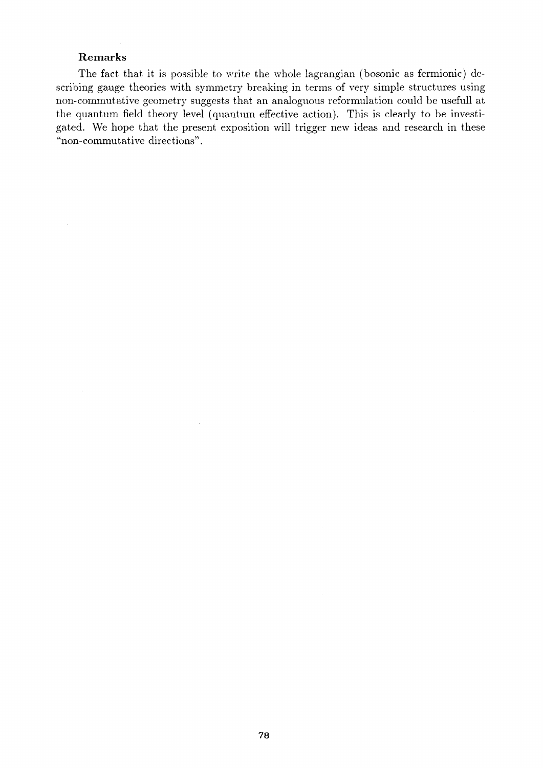### Remarks

The fact that it is possible to write the whole lagrangian (bosonic as fermionic) describing gauge theories with symmetry breaking in terms of very simple structures using non-commutative geometry suggests that an analoguous reformulation could be usefull at the quantum field theory level (quantum effective action). This is clearly to be investigated. We hope that the present exposition will trigger new ideas and research in these "non-commutative directions".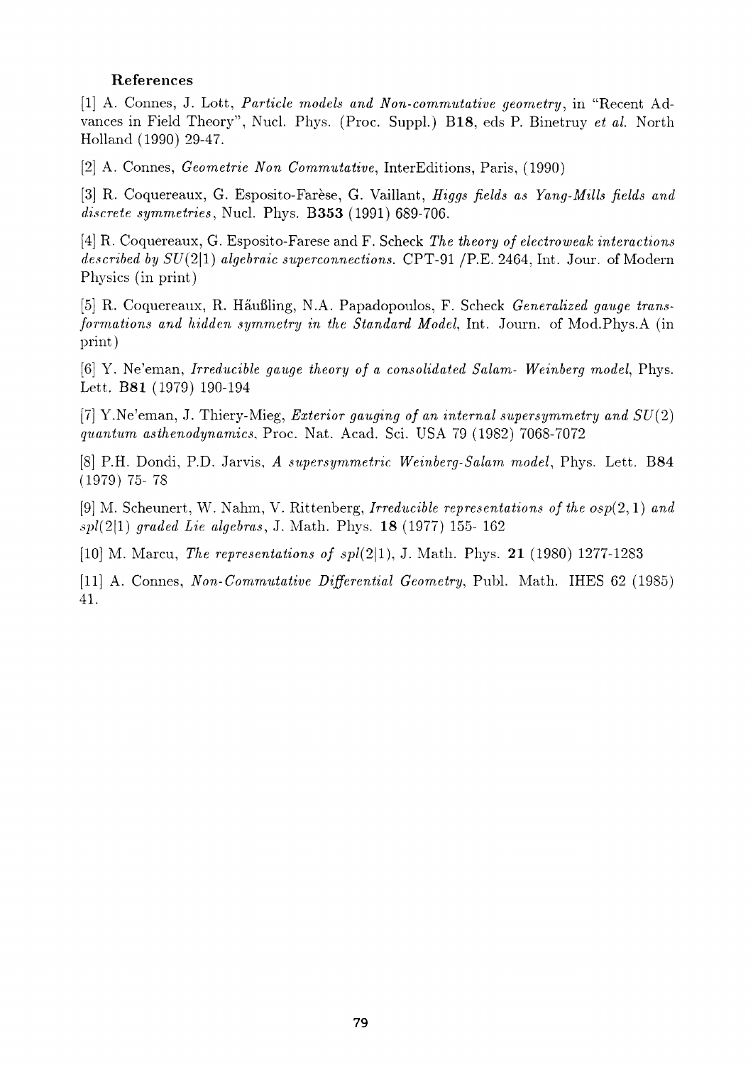### References

[1] A. Connes, J. Lott, *Particle models and Non-commutative geometry*, in "Recent Advances in Field Theory", Nucl. Phys. (Proc. Suppl.) **B18**, eds P. Binetruy *et al.* North Holland (1990) 29-47.

[2] A. Connes, *Geometrie Non Commutative*, InterEditions, Paris, (1990)

[3] R. Coquereaux, G. Esposito-Farèse, G. Vaillant, *Higgs fields as Yang-Mills fields and discrete symmetries*, Nucl. Phys. **B353** (1991) 689-706.

[4] R. Coquereaux, G. Esposito-Farese and F. Scheck *The theory of electroweak interactions described by $SU(2|1)$ algebraic superconnections.* CPT-91 /P.E. 2464, Int. Jour. of Modern Physics (in print)

[5] R. Coquereaux, R. Häußling, N.A. Papadopoulos, F. Scheck *Generalized gauge transformations and hidden symmetry in the Standard Model*, Int. Journ. of Mod.Phys.A (in print)

[6] Y. Ne'eman, *Irreducible gauge theory of a consolidated Salam- Weinberg model*, Phys. Lett. **B81** (1979) 190-194

[7] Y.Ne'eman, J. Thiery-Mieg, *Exterior gauging of an internal supersymmetry and $SU(2)$ quantum asthenodynamics*, Proc. Nat. Acad. Sci. USA 79 (1982) 7068-7072

[8] P.H. Dondi, P.D. Jarvis, *A supersymmetric Weinberg-Salam model*, Phys. Lett. **B84** (1979) 75- 78

[9] M. Scheunert, W. Nahm, V. Rittenberg, *Irreducible representations of the $osp(2,1)$ and $spl(2|1)$ graded Lie algebras*, J. Math. Phys. **18** (1977) 155- 162

[10] M. Marcu, *The representations of $spl(2|1)$*, J. Math. Phys. **21** (1980) 1277-1283

[11] A. Connes, *Non-Commutative Differential Geometry*, Publ. Math. IHES 62 (1985) 41.